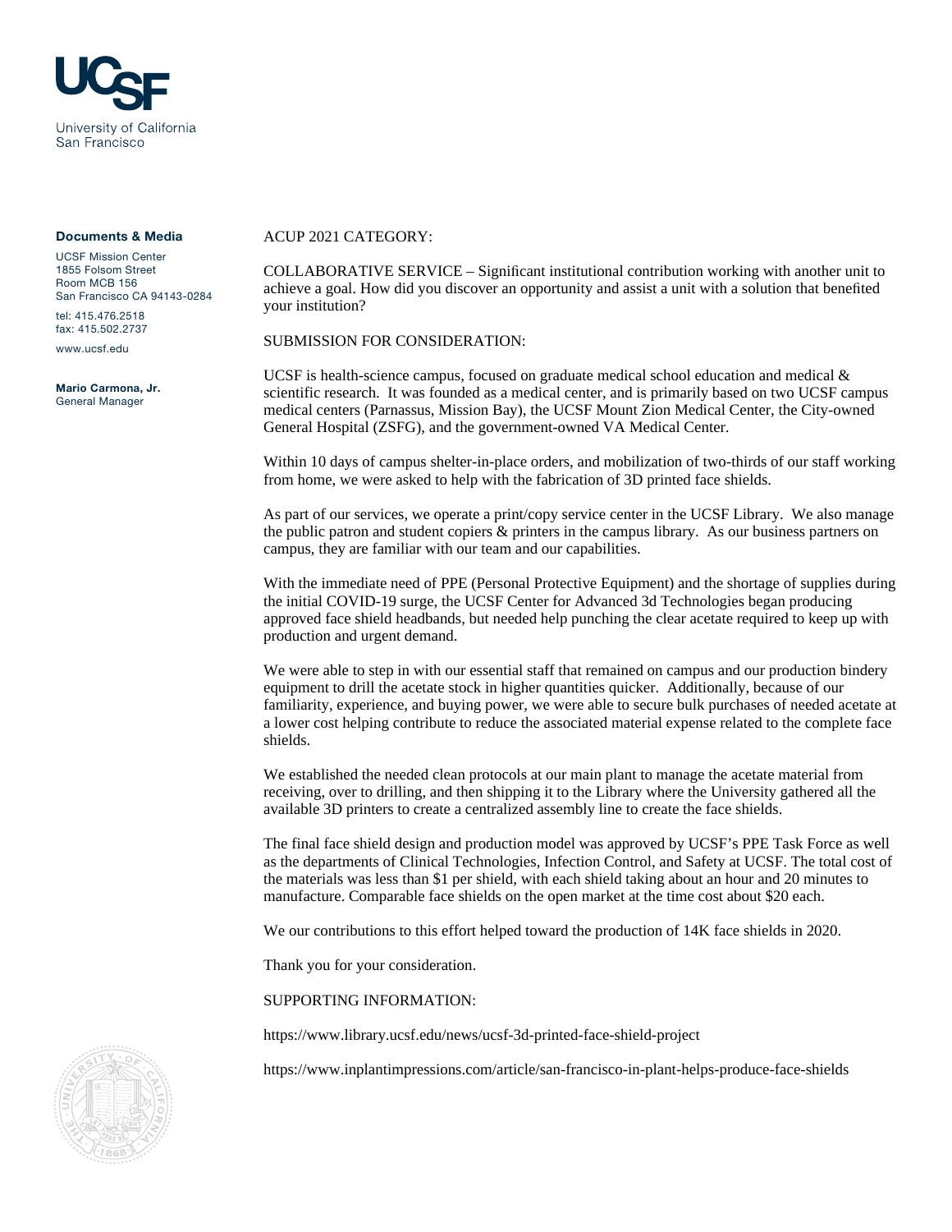UCSF

University of California San Francisco

**Documents & Media**

UCSF Mission Center
1855 Folsom Street
Room MCB 156
San Francisco CA 94143-0284

tel: 415.476.2518
fax: 415.502.2737

www.ucsf.edu

**Mario Carmona, Jr.**
General Manager

ACUP 2021 CATEGORY:

COLLABORATIVE SERVICE – Significant institutional contribution working with another unit to achieve a goal. How did you discover an opportunity and assist a unit with a solution that benefited your institution?

SUBMISSION FOR CONSIDERATION:

UCSF is health-science campus, focused on graduate medical school education and medical & scientific research. It was founded as a medical center, and is primarily based on two UCSF campus medical centers (Parnassus, Mission Bay), the UCSF Mount Zion Medical Center, the City-owned General Hospital (ZSFG), and the government-owned VA Medical Center.

Within 10 days of campus shelter-in-place orders, and mobilization of two-thirds of our staff working from home, we were asked to help with the fabrication of 3D printed face shields.

As part of our services, we operate a print/copy service center in the UCSF Library. We also manage the public patron and student copiers & printers in the campus library. As our business partners on campus, they are familiar with our team and our capabilities.

With the immediate need of PPE (Personal Protective Equipment) and the shortage of supplies during the initial COVID-19 surge, the UCSF Center for Advanced 3d Technologies began producing approved face shield headbands, but needed help punching the clear acetate required to keep up with production and urgent demand.

We were able to step in with our essential staff that remained on campus and our production bindery equipment to drill the acetate stock in higher quantities quicker. Additionally, because of our familiarity, experience, and buying power, we were able to secure bulk purchases of needed acetate at a lower cost helping contribute to reduce the associated material expense related to the complete face shields.

We established the needed clean protocols at our main plant to manage the acetate material from receiving, over to drilling, and then shipping it to the Library where the University gathered all the available 3D printers to create a centralized assembly line to create the face shields.

The final face shield design and production model was approved by UCSF's PPE Task Force as well as the departments of Clinical Technologies, Infection Control, and Safety at UCSF. The total cost of the materials was less than $1 per shield, with each shield taking about an hour and 20 minutes to manufacture. Comparable face shields on the open market at the time cost about $20 each.

We our contributions to this effort helped toward the production of 14K face shields in 2020.

Thank you for your consideration.

SUPPORTING INFORMATION:

https://www.library.ucsf.edu/news/ucsf-3d-printed-face-shield-project

https://www.inplantimpressions.com/article/san-francisco-in-plant-helps-produce-face-shields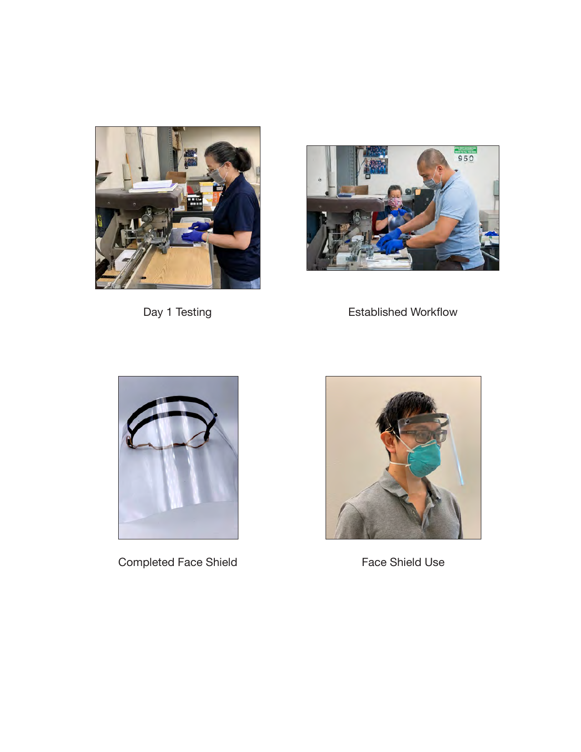Day 1 Testing

Established Workflow

Completed Face Shield

Face Shield Use